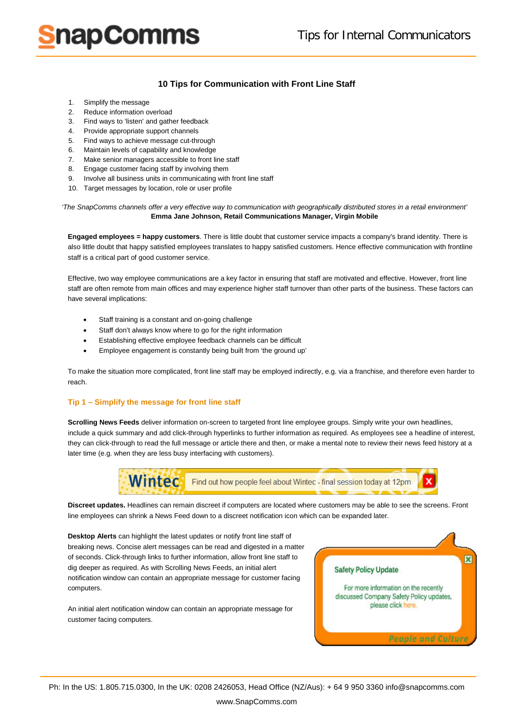## 10 Tips for Communication with Front Line Staff

1. Simplify the message
2. Reduce information overload
3. Find ways to 'listen' and gather feedback
4. Provide appropriate support channels
5. Find ways to achieve message cut-through
6. Maintain levels of capability and knowledge
7. Make senior managers accessible to front line staff
8. Engage customer facing staff by involving them
9. Involve all business units in communicating with front line staff
10. Target messages by location, role or user profile

*'The SnapComms channels offer a very effective way to communication with geographically distributed stores in a retail environment'*
**Emma Jane Johnson, Retail Communications Manager, Virgin Mobile**

**Engaged employees = happy customers**. There is little doubt that customer service impacts a company's brand identity. There is also little doubt that happy satisfied employees translates to happy satisfied customers. Hence effective communication with frontline staff is a critical part of good customer service.

Effective, two way employee communications are a key factor in ensuring that staff are motivated and effective. However, front line staff are often remote from main offices and may experience higher staff turnover than other parts of the business. These factors can have several implications:

- Staff training is a constant and on-going challenge
- Staff don't always know where to go for the right information
- Establishing effective employee feedback channels can be difficult
- Employee engagement is constantly being built from 'the ground up'

To make the situation more complicated, front line staff may be employed indirectly, e.g. via a franchise, and therefore even harder to reach.

### Tip 1 – Simplify the message for front line staff

**Scrolling News Feeds** deliver information on-screen to targeted front line employee groups. Simply write your own headlines, include a quick summary and add click-through hyperlinks to further information as required. As employees see a headline of interest, they can click-through to read the full message or article there and then, or make a mental note to review their news feed history at a later time (e.g. when they are less busy interfacing with customers).

Wintec | Find out how people feel about Wintec - final session today at 12pm

**Discreet updates.** Headlines can remain discreet if computers are located where customers may be able to see the screens. Front line employees can shrink a News Feed down to a discreet notification icon which can be expanded later.

**Desktop Alerts** can highlight the latest updates or notify front line staff of breaking news. Concise alert messages can be read and digested in a matter of seconds. Click-through links to further information, allow front line staff to dig deeper as required. As with Scrolling News Feeds, an initial alert notification window can contain an appropriate message for customer facing computers.

An initial alert notification window can contain an appropriate message for customer facing computers.

Safety Policy Update

For more information on the recently discussed Company Safety Policy updates, please click here.

People and Culture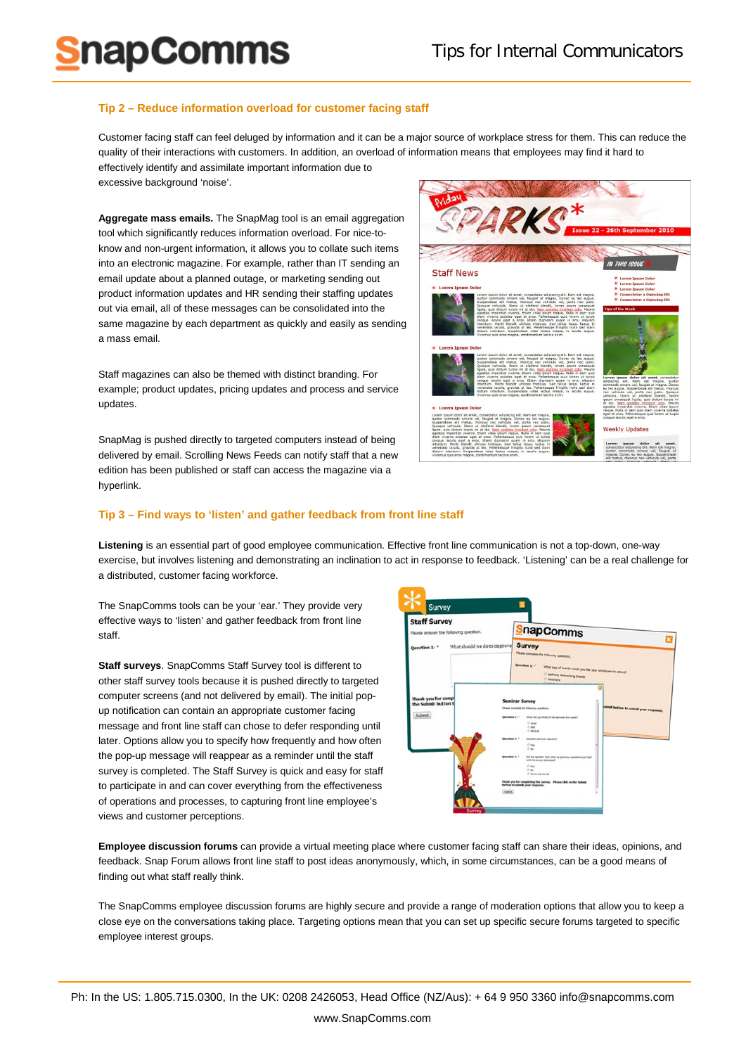## Tip 2 – Reduce information overload for customer facing staff

Customer facing staff can feel deluged by information and it can be a major source of workplace stress for them. This can reduce the quality of their interactions with customers. In addition, an overload of information means that employees may find it hard to effectively identify and assimilate important information due to excessive background 'noise'.

**Aggregate mass emails.** The SnapMag tool is an email aggregation tool which significantly reduces information overload. For nice-to-know and non-urgent information, it allows you to collate such items into an electronic magazine. For example, rather than IT sending an email update about a planned outage, or marketing sending out product information updates and HR sending their staffing updates out via email, all of these messages can be consolidated into the same magazine by each department as quickly and easily as sending a mass email.

Staff magazines can also be themed with distinct branding. For example; product updates, pricing updates and process and service updates.

SnapMag is pushed directly to targeted computers instead of being delivered by email. Scrolling News Feeds can notify staff that a new edition has been published or staff can access the magazine via a hyperlink.

## Tip 3 – Find ways to 'listen' and gather feedback from front line staff

**Listening** is an essential part of good employee communication. Effective front line communication is not a top-down, one-way exercise, but involves listening and demonstrating an inclination to act in response to feedback. 'Listening' can be a real challenge for a distributed, customer facing workforce.

The SnapComms tools can be your 'ear.' They provide very effective ways to 'listen' and gather feedback from front line staff.

**Staff surveys**. SnapComms Staff Survey tool is different to other staff survey tools because it is pushed directly to targeted computer screens (and not delivered by email). The initial pop-up notification can contain an appropriate customer facing message and front line staff can chose to defer responding until later. Options allow you to specify how frequently and how often the pop-up message will reappear as a reminder until the staff survey is completed. The Staff Survey is quick and easy for staff to participate in and can cover everything from the effectiveness of operations and processes, to capturing front line employee's views and customer perceptions.

**Employee discussion forums** can provide a virtual meeting place where customer facing staff can share their ideas, opinions, and feedback. Snap Forum allows front line staff to post ideas anonymously, which, in some circumstances, can be a good means of finding out what staff really think.

The SnapComms employee discussion forums are highly secure and provide a range of moderation options that allow you to keep a close eye on the conversations taking place. Targeting options mean that you can set up specific secure forums targeted to specific employee interest groups.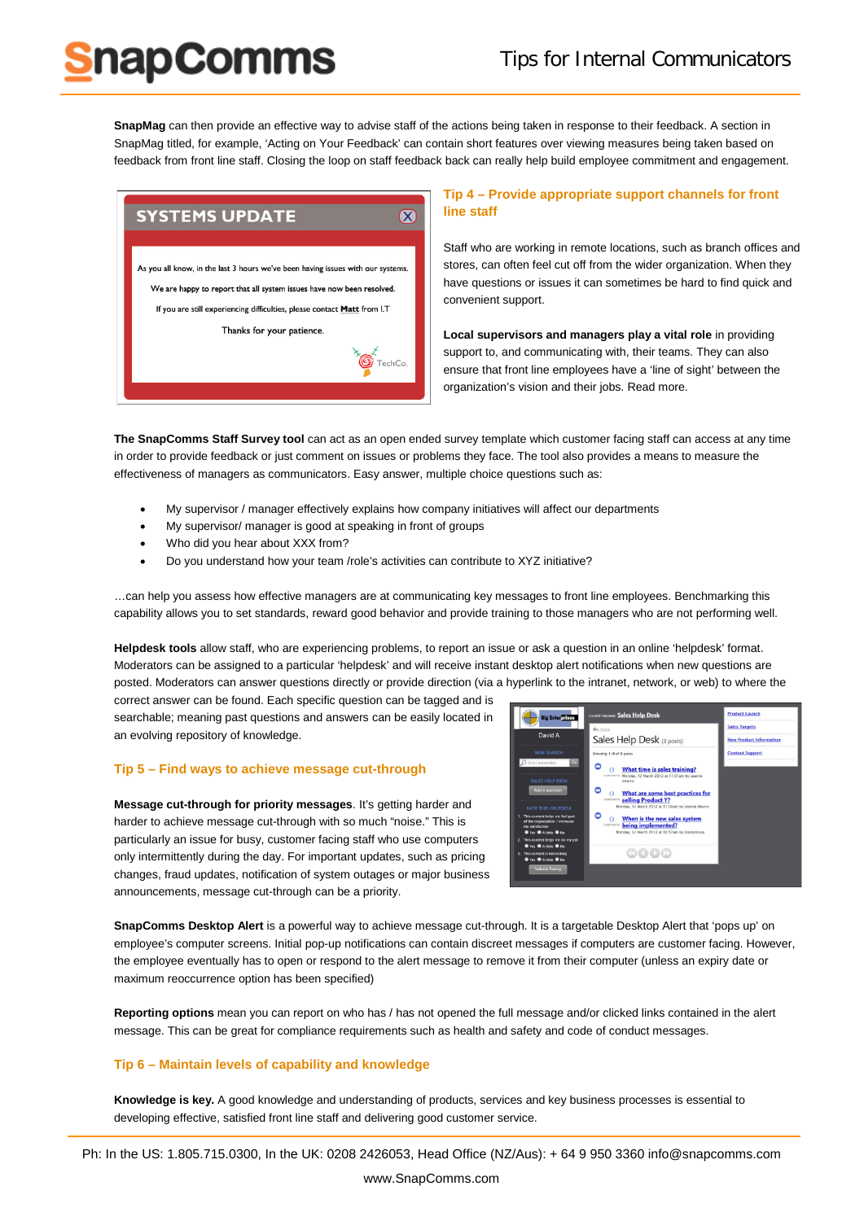**SnapMag** can then provide an effective way to advise staff of the actions being taken in response to their feedback. A section in SnapMag titled, for example, 'Acting on Your Feedback' can contain short features over viewing measures being taken based on feedback from front line staff. Closing the loop on staff feedback back can really help build employee commitment and engagement.

## Tip 4 – Provide appropriate support channels for front line staff

Staff who are working in remote locations, such as branch offices and stores, can often feel cut off from the wider organization. When they have questions or issues it can sometimes be hard to find quick and convenient support.

**Local supervisors and managers play a vital role** in providing support to, and communicating with, their teams. They can also ensure that front line employees have a 'line of sight' between the organization's vision and their jobs. Read more.

**The SnapComms Staff Survey tool** can act as an open ended survey template which customer facing staff can access at any time in order to provide feedback or just comment on issues or problems they face. The tool also provides a means to measure the effectiveness of managers as communicators. Easy answer, multiple choice questions such as:

- My supervisor / manager effectively explains how company initiatives will affect our departments
- My supervisor/ manager is good at speaking in front of groups
- Who did you hear about XXX from?
- Do you understand how your team /role's activities can contribute to XYZ initiative?

…can help you assess how effective managers are at communicating key messages to front line employees. Benchmarking this capability allows you to set standards, reward good behavior and provide training to those managers who are not performing well.

**Helpdesk tools** allow staff, who are experiencing problems, to report an issue or ask a question in an online 'helpdesk' format. Moderators can be assigned to a particular 'helpdesk' and will receive instant desktop alert notifications when new questions are posted. Moderators can answer questions directly or provide direction (via a hyperlink to the intranet, network, or web) to where the correct answer can be found. Each specific question can be tagged and is searchable; meaning past questions and answers can be easily located in an evolving repository of knowledge.

## Tip 5 – Find ways to achieve message cut-through

**Message cut-through for priority messages**. It's getting harder and harder to achieve message cut-through with so much "noise." This is particularly an issue for busy, customer facing staff who use computers only intermittently during the day. For important updates, such as pricing changes, fraud updates, notification of system outages or major business announcements, message cut-through can be a priority.

**SnapComms Desktop Alert** is a powerful way to achieve message cut-through. It is a targetable Desktop Alert that 'pops up' on employee's computer screens. Initial pop-up notifications can contain discreet messages if computers are customer facing. However, the employee eventually has to open or respond to the alert message to remove it from their computer (unless an expiry date or maximum reoccurrence option has been specified)

**Reporting options** mean you can report on who has / has not opened the full message and/or clicked links contained in the alert message. This can be great for compliance requirements such as health and safety and code of conduct messages.

## Tip 6 – Maintain levels of capability and knowledge

**Knowledge is key.** A good knowledge and understanding of products, services and key business processes is essential to developing effective, satisfied front line staff and delivering good customer service.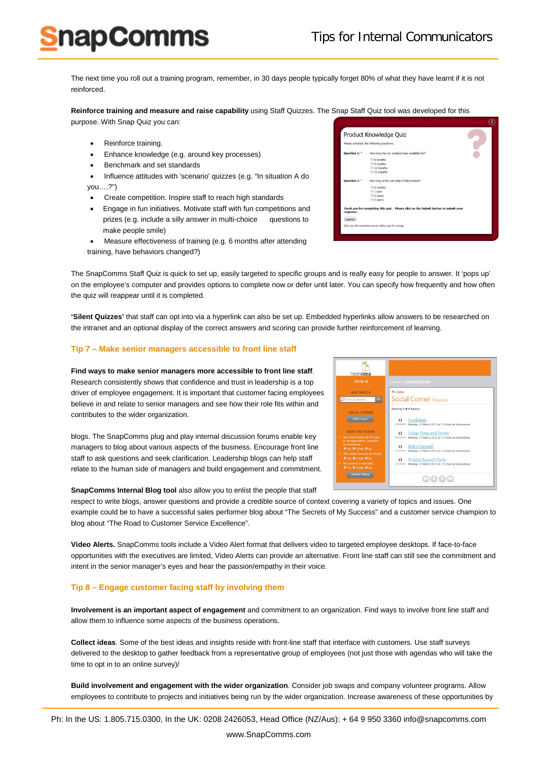The next time you roll out a training program, remember, in 30 days people typically forget 80% of what they have learnt if it is not reinforced.

**Reinforce training and measure and raise capability** using Staff Quizzes. The Snap Staff Quiz tool was developed for this purpose. With Snap Quiz you can:

- Reinforce training.
- Enhance knowledge (e.g. around key processes)
- Benchmark and set standards
- Influence attitudes with 'scenario' quizzes (e.g. "In situation A do you….?")
- Create competition. Inspire staff to reach high standards
- Engage in fun initiatives. Motivate staff with fun competitions and prizes (e.g. include a silly answer in multi-choice questions to make people smile)
- Measure effectiveness of training (e.g. 6 months after attending training, have behaviors changed?)

The SnapComms Staff Quiz is quick to set up, easily targeted to specific groups and is really easy for people to answer. It 'pops up' on the employee's computer and provides options to complete now or defer until later. You can specify how frequently and how often the quiz will reappear until it is completed.

**'Silent Quizzes'** that staff can opt into via a hyperlink can also be set up. Embedded hyperlinks allow answers to be researched on the intranet and an optional display of the correct answers and scoring can provide further reinforcement of learning.

## Tip 7 – Make senior managers accessible to front line staff

**Find ways to make senior managers more accessible to front line staff**. Research consistently shows that confidence and trust in leadership is a top driver of employee engagement. It is important that customer facing employees believe in and relate to senior managers and see how their role fits within and contributes to the wider organization.

blogs. The SnapComms plug and play internal discussion forums enable key managers to blog about various aspects of the business. Encourage front line staff to ask questions and seek clarification. Leadership blogs can help staff relate to the human side of managers and build engagement and commitment.

**SnapComms Internal Blog tool** also allow you to enlist the people that staff respect to write blogs, answer questions and provide a credible source of context covering a variety of topics and issues. One example could be to have a successful sales performer blog about "The Secrets of My Success" and a customer service champion to blog about "The Road to Customer Service Excellence".

**Video Alerts.** SnapComms tools include a Video Alert format that delivers video to targeted employee desktops. If face-to-face opportunities with the executives are limited, Video Alerts can provide an alternative. Front line staff can still see the commitment and intent in the senior manager's eyes and hear the passion/empathy in their voice.

## Tip 8 – Engage customer facing staff by involving them

**Involvement is an important aspect of engagement** and commitment to an organization. Find ways to involve front line staff and allow them to influence some aspects of the business operations.

**Collect ideas**. Some of the best ideas and insights reside with front-line staff that interface with customers. Use staff surveys delivered to the desktop to gather feedback from a representative group of employees (not just those with agendas who will take the time to opt in to an online survey)/

**Build involvement and engagement with the wider organization**. Consider job swaps and company volunteer programs. Allow employees to contribute to projects and initiatives being run by the wider organization. Increase awareness of these opportunities by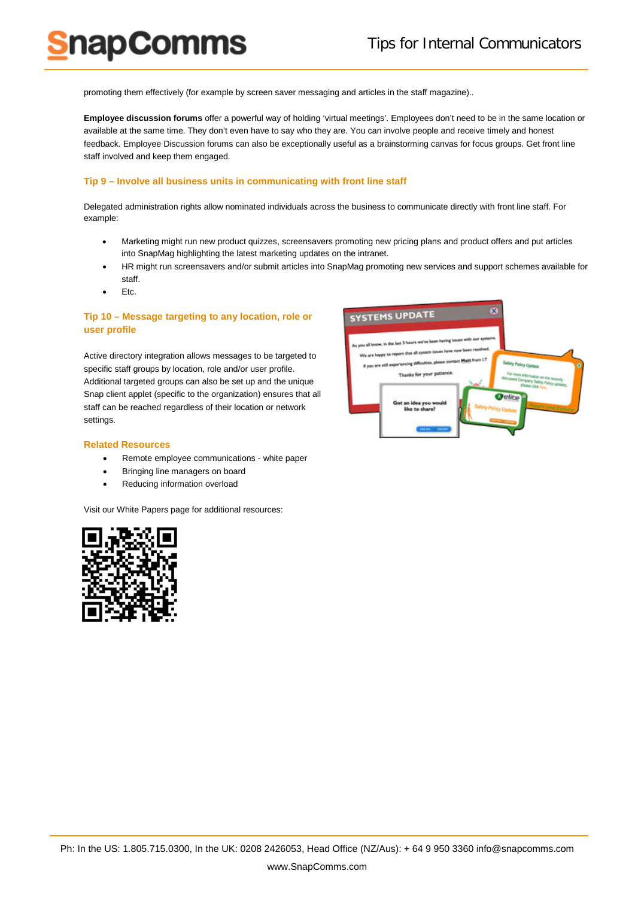promoting them effectively (for example by screen saver messaging and articles in the staff magazine)..

**Employee discussion forums** offer a powerful way of holding 'virtual meetings'. Employees don't need to be in the same location or available at the same time. They don't even have to say who they are. You can involve people and receive timely and honest feedback. Employee Discussion forums can also be exceptionally useful as a brainstorming canvas for focus groups. Get front line staff involved and keep them engaged.

### Tip 9 – Involve all business units in communicating with front line staff

Delegated administration rights allow nominated individuals across the business to communicate directly with front line staff. For example:

- Marketing might run new product quizzes, screensavers promoting new pricing plans and product offers and put articles into SnapMag highlighting the latest marketing updates on the intranet.
- HR might run screensavers and/or submit articles into SnapMag promoting new services and support schemes available for staff.
- Etc.

### Tip 10 – Message targeting to any location, role or user profile

Active directory integration allows messages to be targeted to specific staff groups by location, role and/or user profile. Additional targeted groups can also be set up and the unique Snap client applet (specific to the organization) ensures that all staff can be reached regardless of their location or network settings.

### Related Resources

- Remote employee communications - white paper
- Bringing line managers on board
- Reducing information overload

Visit our White Papers page for additional resources: